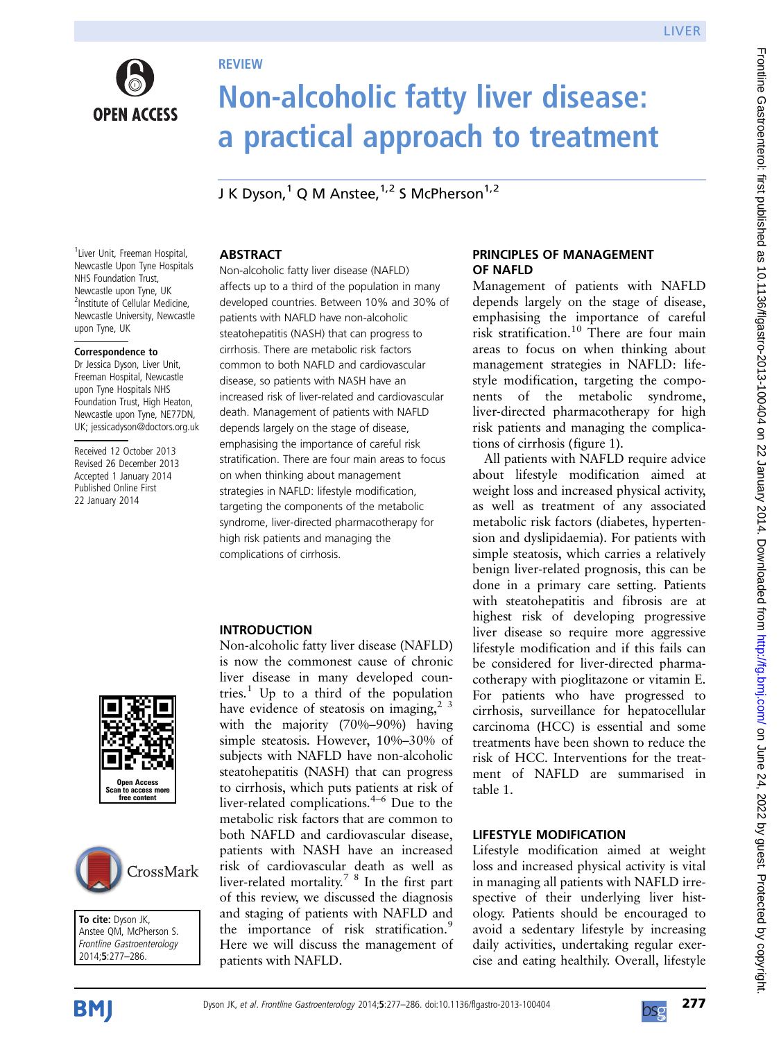REVIEW

# Non-alcoholic fatty liver disease: a practical approach to treatment

J K Dyson,[1] Q M Anstee,[1,2] S McPherson[1,2]

[1]Liver Unit, Freeman Hospital, Newcastle Upon Tyne Hospitals NHS Foundation Trust, Newcastle upon Tyne, UK
[2]Institute of Cellular Medicine, Newcastle University, Newcastle upon Tyne, UK

**Correspondence to**
Dr Jessica Dyson, Liver Unit, Freeman Hospital, Newcastle upon Tyne Hospitals NHS Foundation Trust, High Heaton, Newcastle upon Tyne, NE77DN, UK; jessicadyson@doctors.org.uk

Received 12 October 2013
Revised 26 December 2013
Accepted 1 January 2014
Published Online First 22 January 2014

**To cite:** Dyson JK, Anstee QM, McPherson S. *Frontline Gastroenterology* 2014;**5**:277–286.

## ABSTRACT

Non-alcoholic fatty liver disease (NAFLD) affects up to a third of the population in many developed countries. Between 10% and 30% of patients with NAFLD have non-alcoholic steatohepatitis (NASH) that can progress to cirrhosis. There are metabolic risk factors common to both NAFLD and cardiovascular disease, so patients with NASH have an increased risk of liver-related and cardiovascular death. Management of patients with NAFLD depends largely on the stage of disease, emphasising the importance of careful risk stratification. There are four main areas to focus on when thinking about management strategies in NAFLD: lifestyle modification, targeting the components of the metabolic syndrome, liver-directed pharmacotherapy for high risk patients and managing the complications of cirrhosis.

## INTRODUCTION

Non-alcoholic fatty liver disease (NAFLD) is now the commonest cause of chronic liver disease in many developed countries.[1] Up to a third of the population have evidence of steatosis on imaging,[2 3] with the majority (70%–90%) having simple steatosis. However, 10%–30% of subjects with NAFLD have non-alcoholic steatohepatitis (NASH) that can progress to cirrhosis, which puts patients at risk of liver-related complications.[4–6] Due to the metabolic risk factors that are common to both NAFLD and cardiovascular disease, patients with NASH have an increased risk of cardiovascular death as well as liver-related mortality.[7 8] In the first part of this review, we discussed the diagnosis and staging of patients with NAFLD and the importance of risk stratification.[9] Here we will discuss the management of patients with NAFLD.

## PRINCIPLES OF MANAGEMENT OF NAFLD

Management of patients with NAFLD depends largely on the stage of disease, emphasising the importance of careful risk stratification.[10] There are four main areas to focus on when thinking about management strategies in NAFLD: lifestyle modification, targeting the components of the metabolic syndrome, liver-directed pharmacotherapy for high risk patients and managing the complications of cirrhosis (figure 1).

All patients with NAFLD require advice about lifestyle modification aimed at weight loss and increased physical activity, as well as treatment of any associated metabolic risk factors (diabetes, hypertension and dyslipidaemia). For patients with simple steatosis, which carries a relatively benign liver-related prognosis, this can be done in a primary care setting. Patients with steatohepatitis and fibrosis are at highest risk of developing progressive liver disease so require more aggressive lifestyle modification and if this fails can be considered for liver-directed pharmacotherapy with pioglitazone or vitamin E. For patients who have progressed to cirrhosis, surveillance for hepatocellular carcinoma (HCC) is essential and some treatments have been shown to reduce the risk of HCC. Interventions for the treatment of NAFLD are summarised in table 1.

## LIFESTYLE MODIFICATION

Lifestyle modification aimed at weight loss and increased physical activity is vital in managing all patients with NAFLD irrespective of their underlying liver histology. Patients should be encouraged to avoid a sedentary lifestyle by increasing daily activities, undertaking regular exercise and eating healthily. Overall, lifestyle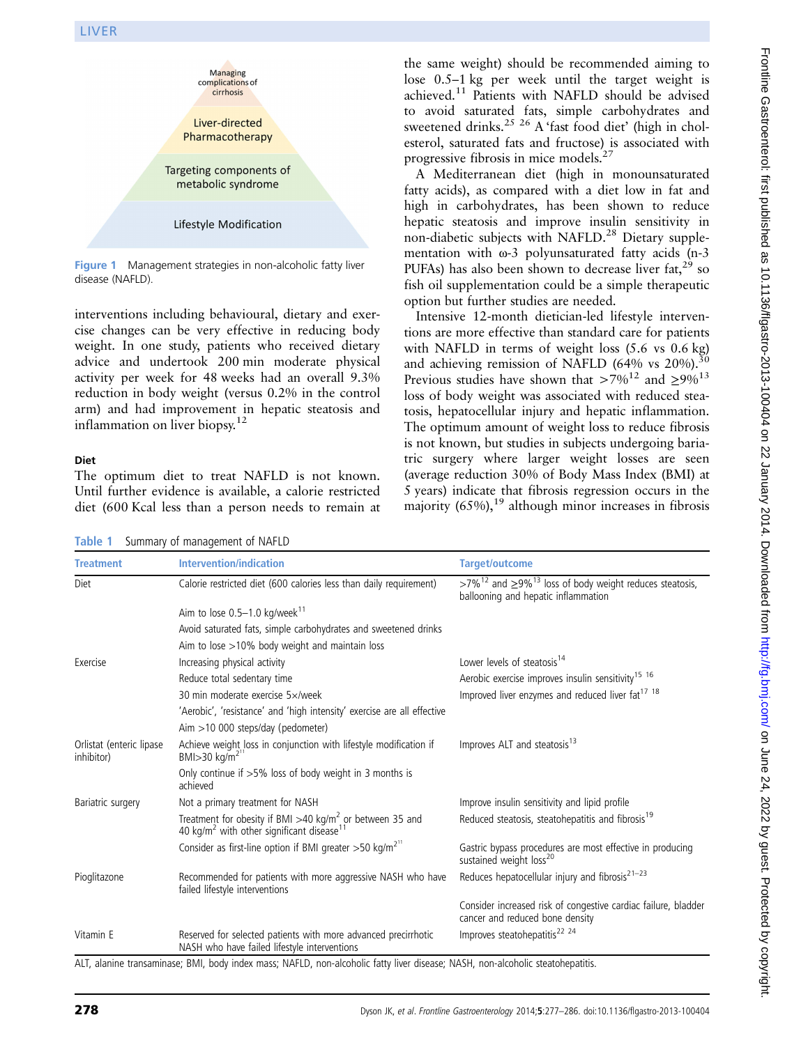Managing complications of cirrhosis

Liver-directed Pharmacotherapy

Targeting components of metabolic syndrome

Lifestyle Modification

**Figure 1** Management strategies in non-alcoholic fatty liver disease (NAFLD).

interventions including behavioural, dietary and exercise changes can be very effective in reducing body weight. In one study, patients who received dietary advice and undertook 200 min moderate physical activity per week for 48 weeks had an overall 9.3% reduction in body weight (versus 0.2% in the control arm) and had improvement in hepatic steatosis and inflammation on liver biopsy.[12]

### Diet

The optimum diet to treat NAFLD is not known. Until further evidence is available, a calorie restricted diet (600 Kcal less than a person needs to remain at the same weight) should be recommended aiming to lose 0.5–1 kg per week until the target weight is achieved.[11] Patients with NAFLD should be advised to avoid saturated fats, simple carbohydrates and sweetened drinks.[25 26] A 'fast food diet' (high in cholesterol, saturated fats and fructose) is associated with progressive fibrosis in mice models.[27]

A Mediterranean diet (high in monounsaturated fatty acids), as compared with a diet low in fat and high in carbohydrates, has been shown to reduce hepatic steatosis and improve insulin sensitivity in non-diabetic subjects with NAFLD.[28] Dietary supplementation with ω-3 polyunsaturated fatty acids (n-3 PUFAs) has also been shown to decrease liver fat,[29] so fish oil supplementation could be a simple therapeutic option but further studies are needed.

Intensive 12-month dietician-led lifestyle interventions are more effective than standard care for patients with NAFLD in terms of weight loss (5.6 vs 0.6 kg) and achieving remission of NAFLD (64% vs 20%).[30] Previous studies have shown that >7%[12] and ≥9%[13] loss of body weight was associated with reduced steatosis, hepatocellular injury and hepatic inflammation. The optimum amount of weight loss to reduce fibrosis is not known, but studies in subjects undergoing bariatric surgery where larger weight losses are seen (average reduction 30% of Body Mass Index (BMI) at 5 years) indicate that fibrosis regression occurs in the majority (65%),[19] although minor increases in fibrosis

**Table 1** Summary of management of NAFLD

| Treatment | Intervention/indication | Target/outcome |
|---|---|---|
| Diet | Calorie restricted diet (600 calories less than daily requirement) | >7%[12] and ≥9%[13] loss of body weight reduces steatosis, ballooning and hepatic inflammation |
| | Aim to lose 0.5–1.0 kg/week[11] | |
| | Avoid saturated fats, simple carbohydrates and sweetened drinks | |
| | Aim to lose >10% body weight and maintain loss | |
| Exercise | Increasing physical activity | Lower levels of steatosis[14] |
| | Reduce total sedentary time | Aerobic exercise improves insulin sensitivity[15 16] |
| | 30 min moderate exercise 5×/week | Improved liver enzymes and reduced liver fat[17 18] |
| | 'Aerobic', 'resistance' and 'high intensity' exercise are all effective | |
| | Aim >10 000 steps/day (pedometer) | |
| Orlistat (enteric lipase inhibitor) | Achieve weight loss in conjunction with lifestyle modification if BMI>30 kg/m$^2$[11] | Improves ALT and steatosis[13] |
| | Only continue if >5% loss of body weight in 3 months is achieved | |
| Bariatric surgery | Not a primary treatment for NASH | Improve insulin sensitivity and lipid profile |
| | Treatment for obesity if BMI >40 kg/m$^2$ or between 35 and 40 kg/m$^2$ with other significant disease[11] | Reduced steatosis, steatohepatitis and fibrosis[19] |
| | Consider as first-line option if BMI greater >50 kg/m$^2$[11] | Gastric bypass procedures are most effective in producing sustained weight loss[20] |
| Pioglitazone | Recommended for patients with more aggressive NASH who have failed lifestyle interventions | Reduces hepatocellular injury and fibrosis[21–23] |
| | | Consider increased risk of congestive cardiac failure, bladder cancer and reduced bone density |
| Vitamin E | Reserved for selected patients with more advanced precirrhotic NASH who have failed lifestyle interventions | Improves steatohepatitis[22 24] |

ALT, alanine transaminase; BMI, body index mass; NAFLD, non-alcoholic fatty liver disease; NASH, non-alcoholic steatohepatitis.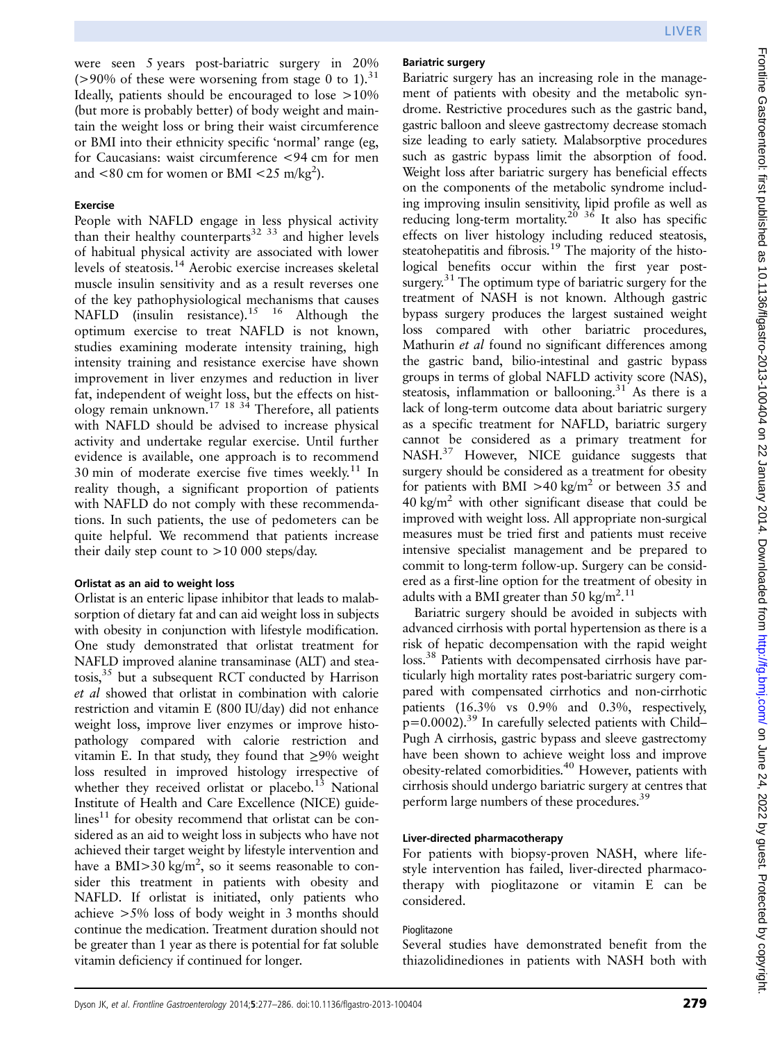were seen 5 years post-bariatric surgery in 20% (>90% of these were worsening from stage 0 to 1).[31] Ideally, patients should be encouraged to lose >10% (but more is probably better) of body weight and maintain the weight loss or bring their waist circumference or BMI into their ethnicity specific 'normal' range (eg, for Caucasians: waist circumference <94 cm for men and <80 cm for women or BMI <25 m/kg$^2$).

#### Exercise

People with NAFLD engage in less physical activity than their healthy counterparts[32 33] and higher levels of habitual physical activity are associated with lower levels of steatosis.[14] Aerobic exercise increases skeletal muscle insulin sensitivity and as a result reverses one of the key pathophysiological mechanisms that causes NAFLD (insulin resistance).[15 16] Although the optimum exercise to treat NAFLD is not known, studies examining moderate intensity training, high intensity training and resistance exercise have shown improvement in liver enzymes and reduction in liver fat, independent of weight loss, but the effects on histology remain unknown.[17 18 34] Therefore, all patients with NAFLD should be advised to increase physical activity and undertake regular exercise. Until further evidence is available, one approach is to recommend 30 min of moderate exercise five times weekly.[11] In reality though, a significant proportion of patients with NAFLD do not comply with these recommendations. In such patients, the use of pedometers can be quite helpful. We recommend that patients increase their daily step count to >10 000 steps/day.

#### Orlistat as an aid to weight loss

Orlistat is an enteric lipase inhibitor that leads to malabsorption of dietary fat and can aid weight loss in subjects with obesity in conjunction with lifestyle modification. One study demonstrated that orlistat treatment for NAFLD improved alanine transaminase (ALT) and steatosis,[35] but a subsequent RCT conducted by Harrison *et al* showed that orlistat in combination with calorie restriction and vitamin E (800 IU/day) did not enhance weight loss, improve liver enzymes or improve histopathology compared with calorie restriction and vitamin E. In that study, they found that ≥9% weight loss resulted in improved histology irrespective of whether they received orlistat or placebo.[13] National Institute of Health and Care Excellence (NICE) guidelines[11] for obesity recommend that orlistat can be considered as an aid to weight loss in subjects who have not achieved their target weight by lifestyle intervention and have a BMI>30 kg/m$^2$, so it seems reasonable to consider this treatment in patients with obesity and NAFLD. If orlistat is initiated, only patients who achieve >5% loss of body weight in 3 months should continue the medication. Treatment duration should not be greater than 1 year as there is potential for fat soluble vitamin deficiency if continued for longer.

#### Bariatric surgery

Bariatric surgery has an increasing role in the management of patients with obesity and the metabolic syndrome. Restrictive procedures such as the gastric band, gastric balloon and sleeve gastrectomy decrease stomach size leading to early satiety. Malabsorptive procedures such as gastric bypass limit the absorption of food. Weight loss after bariatric surgery has beneficial effects on the components of the metabolic syndrome including improving insulin sensitivity, lipid profile as well as reducing long-term mortality.[20 36] It also has specific effects on liver histology including reduced steatosis, steatohepatitis and fibrosis.[19] The majority of the histological benefits occur within the first year post-surgery.[31] The optimum type of bariatric surgery for the treatment of NASH is not known. Although gastric bypass surgery produces the largest sustained weight loss compared with other bariatric procedures, Mathurin *et al* found no significant differences among the gastric band, bilio-intestinal and gastric bypass groups in terms of global NAFLD activity score (NAS), steatosis, inflammation or ballooning.[31] As there is a lack of long-term outcome data about bariatric surgery as a specific treatment for NAFLD, bariatric surgery cannot be considered as a primary treatment for NASH.[37] However, NICE guidance suggests that surgery should be considered as a treatment for obesity for patients with BMI >40 kg/m$^2$ or between 35 and 40 kg/m$^2$ with other significant disease that could be improved with weight loss. All appropriate non-surgical measures must be tried first and patients must receive intensive specialist management and be prepared to commit to long-term follow-up. Surgery can be considered as a first-line option for the treatment of obesity in adults with a BMI greater than 50 kg/m$^2$.[11]

Bariatric surgery should be avoided in subjects with advanced cirrhosis with portal hypertension as there is a risk of hepatic decompensation with the rapid weight loss.[38] Patients with decompensated cirrhosis have particularly high mortality rates post-bariatric surgery compared with compensated cirrhotics and non-cirrhotic patients (16.3% vs 0.9% and 0.3%, respectively, p=0.0002).[39] In carefully selected patients with Child–Pugh A cirrhosis, gastric bypass and sleeve gastrectomy have been shown to achieve weight loss and improve obesity-related comorbidities.[40] However, patients with cirrhosis should undergo bariatric surgery at centres that perform large numbers of these procedures.[39]

#### Liver-directed pharmacotherapy

For patients with biopsy-proven NASH, where lifestyle intervention has failed, liver-directed pharmacotherapy with pioglitazone or vitamin E can be considered.

##### Pioglitazone

Several studies have demonstrated benefit from the thiazolidinediones in patients with NASH both with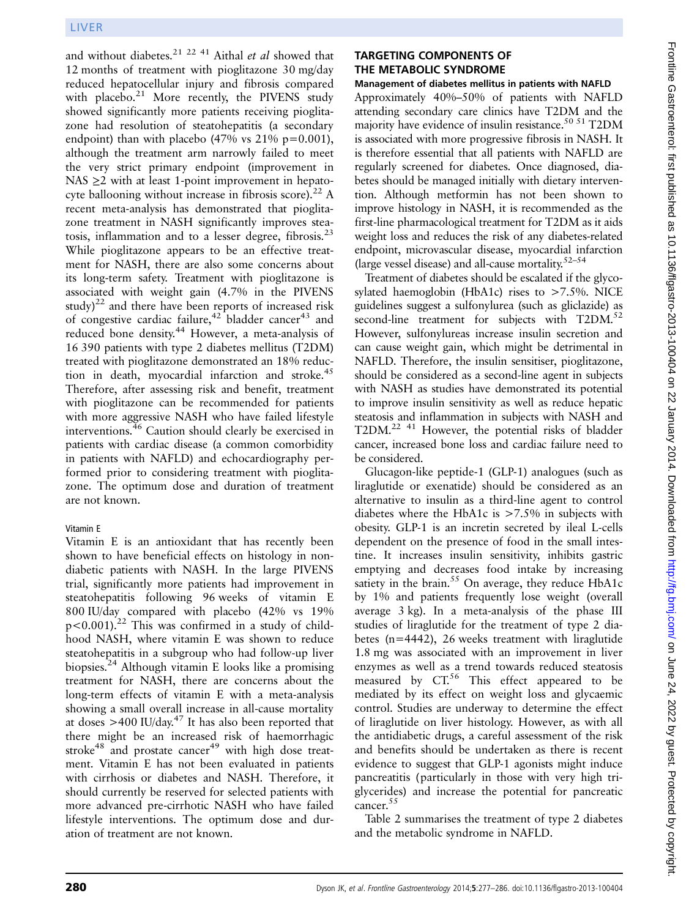and without diabetes.[21 22 41] Aithal *et al* showed that 12 months of treatment with pioglitazone 30 mg/day reduced hepatocellular injury and fibrosis compared with placebo.[21] More recently, the PIVENS study showed significantly more patients receiving pioglitazone had resolution of steatohepatitis (a secondary endpoint) than with placebo (47% vs 21% p=0.001), although the treatment arm narrowly failed to meet the very strict primary endpoint (improvement in NAS ≥2 with at least 1-point improvement in hepatocyte ballooning without increase in fibrosis score).[22] A recent meta-analysis has demonstrated that pioglitazone treatment in NASH significantly improves steatosis, inflammation and to a lesser degree, fibrosis.[23] While pioglitazone appears to be an effective treatment for NASH, there are also some concerns about its long-term safety. Treatment with pioglitazone is associated with weight gain (4.7% in the PIVENS study)[22] and there have been reports of increased risk of congestive cardiac failure,[42] bladder cancer[43] and reduced bone density.[44] However, a meta-analysis of 16 390 patients with type 2 diabetes mellitus (T2DM) treated with pioglitazone demonstrated an 18% reduction in death, myocardial infarction and stroke.[45] Therefore, after assessing risk and benefit, treatment with pioglitazone can be recommended for patients with more aggressive NASH who have failed lifestyle interventions.[46] Caution should clearly be exercised in patients with cardiac disease (a common comorbidity in patients with NAFLD) and echocardiography performed prior to considering treatment with pioglitazone. The optimum dose and duration of treatment are not known.

#### Vitamin E

Vitamin E is an antioxidant that has recently been shown to have beneficial effects on histology in non-diabetic patients with NASH. In the large PIVENS trial, significantly more patients had improvement in steatohepatitis following 96 weeks of vitamin E 800 IU/day compared with placebo (42% vs 19% $p<0.001$).[22] This was confirmed in a study of childhood NASH, where vitamin E was shown to reduce steatohepatitis in a subgroup who had follow-up liver biopsies.[24] Although vitamin E looks like a promising treatment for NASH, there are concerns about the long-term effects of vitamin E with a meta-analysis showing a small overall increase in all-cause mortality at doses >400 IU/day.[47] It has also been reported that there might be an increased risk of haemorrhagic stroke[48] and prostate cancer[49] with high dose treatment. Vitamin E has not been evaluated in patients with cirrhosis or diabetes and NASH. Therefore, it should currently be reserved for selected patients with more advanced pre-cirrhotic NASH who have failed lifestyle interventions. The optimum dose and duration of treatment are not known.

## TARGETING COMPONENTS OF THE METABOLIC SYNDROME

### Management of diabetes mellitus in patients with NAFLD

Approximately 40%–50% of patients with NAFLD attending secondary care clinics have T2DM and the majority have evidence of insulin resistance.[50 51] T2DM is associated with more progressive fibrosis in NASH. It is therefore essential that all patients with NAFLD are regularly screened for diabetes. Once diagnosed, diabetes should be managed initially with dietary intervention. Although metformin has not been shown to improve histology in NASH, it is recommended as the first-line pharmacological treatment for T2DM as it aids weight loss and reduces the risk of any diabetes-related endpoint, microvascular disease, myocardial infarction (large vessel disease) and all-cause mortality.[52–54]

Treatment of diabetes should be escalated if the glycosylated haemoglobin (HbA1c) rises to >7.5%. NICE guidelines suggest a sulfonylurea (such as gliclazide) as second-line treatment for subjects with T2DM.[52] However, sulfonylureas increase insulin secretion and can cause weight gain, which might be detrimental in NAFLD. Therefore, the insulin sensitiser, pioglitazone, should be considered as a second-line agent in subjects with NASH as studies have demonstrated its potential to improve insulin sensitivity as well as reduce hepatic steatosis and inflammation in subjects with NASH and T2DM.[22 41] However, the potential risks of bladder cancer, increased bone loss and cardiac failure need to be considered.

Glucagon-like peptide-1 (GLP-1) analogues (such as liraglutide or exenatide) should be considered as an alternative to insulin as a third-line agent to control diabetes where the HbA1c is >7.5% in subjects with obesity. GLP-1 is an incretin secreted by ileal L-cells dependent on the presence of food in the small intestine. It increases insulin sensitivity, inhibits gastric emptying and decreases food intake by increasing satiety in the brain.[55] On average, they reduce HbA1c by 1% and patients frequently lose weight (overall average 3 kg). In a meta-analysis of the phase III studies of liraglutide for the treatment of type 2 diabetes (n=4442), 26 weeks treatment with liraglutide 1.8 mg was associated with an improvement in liver enzymes as well as a trend towards reduced steatosis measured by CT.[56] This effect appeared to be mediated by its effect on weight loss and glycaemic control. Studies are underway to determine the effect of liraglutide on liver histology. However, as with all the antidiabetic drugs, a careful assessment of the risk and benefits should be undertaken as there is recent evidence to suggest that GLP-1 agonists might induce pancreatitis (particularly in those with very high triglycerides) and increase the potential for pancreatic cancer.[55]

Table 2 summarises the treatment of type 2 diabetes and the metabolic syndrome in NAFLD.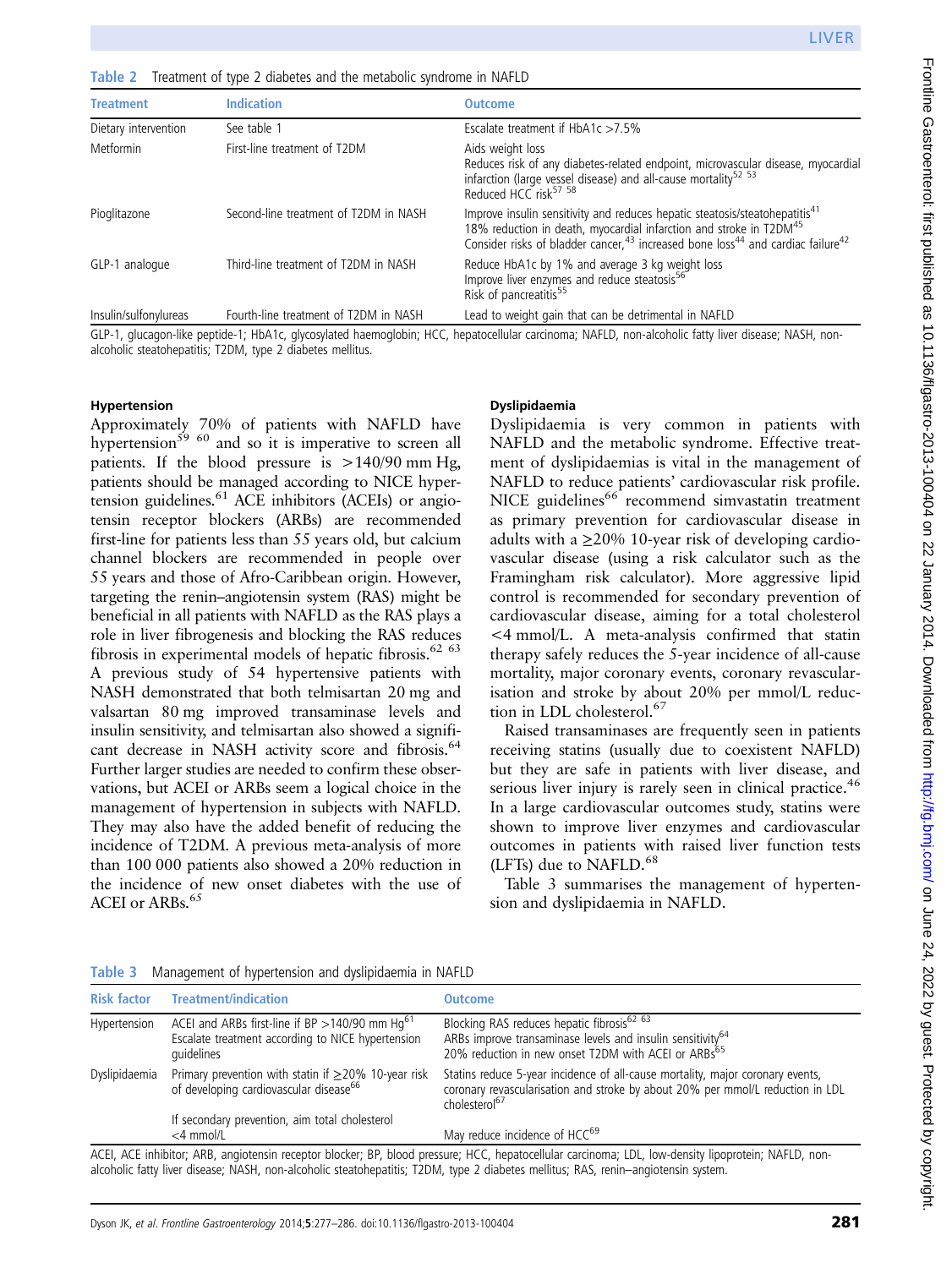**Table 2** Treatment of type 2 diabetes and the metabolic syndrome in NAFLD

| Treatment | Indication | Outcome |
|---|---|---|
| Dietary intervention | See table 1 | Escalate treatment if HbA1c >7.5% |
| Metformin | First-line treatment of T2DM | Aids weight loss<br>Reduces risk of any diabetes-related endpoint, microvascular disease, myocardial infarction (large vessel disease) and all-cause mortality[52 53]<br>Reduced HCC risk[57 58] |
| Pioglitazone | Second-line treatment of T2DM in NASH | Improve insulin sensitivity and reduces hepatic steatosis/steatohepatitis[41]<br>18% reduction in death, myocardial infarction and stroke in T2DM[45]<br>Consider risks of bladder cancer,[43] increased bone loss[44] and cardiac failure[42] |
| GLP-1 analogue | Third-line treatment of T2DM in NASH | Reduce HbA1c by 1% and average 3 kg weight loss<br>Improve liver enzymes and reduce steatosis[56]<br>Risk of pancreatitis[55] |
| Insulin/sulfonylureas | Fourth-line treatment of T2DM in NASH | Lead to weight gain that can be detrimental in NAFLD |

GLP-1, glucagon-like peptide-1; HbA1c, glycosylated haemoglobin; HCC, hepatocellular carcinoma; NAFLD, non-alcoholic fatty liver disease; NASH, non-alcoholic steatohepatitis; T2DM, type 2 diabetes mellitus.

#### Hypertension

Approximately 70% of patients with NAFLD have hypertension[59 60] and so it is imperative to screen all patients. If the blood pressure is >140/90 mm Hg, patients should be managed according to NICE hypertension guidelines.[61] ACE inhibitors (ACEIs) or angiotensin receptor blockers (ARBs) are recommended first-line for patients less than 55 years old, but calcium channel blockers are recommended in people over 55 years and those of Afro-Caribbean origin. However, targeting the renin–angiotensin system (RAS) might be beneficial in all patients with NAFLD as the RAS plays a role in liver fibrogenesis and blocking the RAS reduces fibrosis in experimental models of hepatic fibrosis.[62 63] A previous study of 54 hypertensive patients with NASH demonstrated that both telmisartan 20 mg and valsartan 80 mg improved transaminase levels and insulin sensitivity, and telmisartan also showed a significant decrease in NASH activity score and fibrosis.[64] Further larger studies are needed to confirm these observations, but ACEI or ARBs seem a logical choice in the management of hypertension in subjects with NAFLD. They may also have the added benefit of reducing the incidence of T2DM. A previous meta-analysis of more than 100 000 patients also showed a 20% reduction in the incidence of new onset diabetes with the use of ACEI or ARBs.[65]

#### Dyslipidaemia

Dyslipidaemia is very common in patients with NAFLD and the metabolic syndrome. Effective treatment of dyslipidaemias is vital in the management of NAFLD to reduce patients' cardiovascular risk profile. NICE guidelines[66] recommend simvastatin treatment as primary prevention for cardiovascular disease in adults with a ≥20% 10-year risk of developing cardiovascular disease (using a risk calculator such as the Framingham risk calculator). More aggressive lipid control is recommended for secondary prevention of cardiovascular disease, aiming for a total cholesterol <4 mmol/L. A meta-analysis confirmed that statin therapy safely reduces the 5-year incidence of all-cause mortality, major coronary events, coronary revascularisation and stroke by about 20% per mmol/L reduction in LDL cholesterol.[67]

Raised transaminases are frequently seen in patients receiving statins (usually due to coexistent NAFLD) but they are safe in patients with liver disease, and serious liver injury is rarely seen in clinical practice.[46] In a large cardiovascular outcomes study, statins were shown to improve liver enzymes and cardiovascular outcomes in patients with raised liver function tests (LFTs) due to NAFLD.[68]

Table 3 summarises the management of hypertension and dyslipidaemia in NAFLD.

**Table 3** Management of hypertension and dyslipidaemia in NAFLD

| Risk factor | Treatment/indication | Outcome |
|---|---|---|
| Hypertension | ACEI and ARBs first-line if BP >140/90 mm Hg[61]<br>Escalate treatment according to NICE hypertension guidelines | Blocking RAS reduces hepatic fibrosis[62 63]<br>ARBs improve transaminase levels and insulin sensitivity[64]<br>20% reduction in new onset T2DM with ACEI or ARBs[65] |
| Dyslipidaemia | Primary prevention with statin if ≥20% 10-year risk of developing cardiovascular disease[66] | Statins reduce 5-year incidence of all-cause mortality, major coronary events, coronary revascularisation and stroke by about 20% per mmol/L reduction in LDL cholesterol[67] |
| | If secondary prevention, aim total cholesterol <4 mmol/L | May reduce incidence of HCC[69] |

ACEI, ACE inhibitor; ARB, angiotensin receptor blocker; BP, blood pressure; HCC, hepatocellular carcinoma; LDL, low-density lipoprotein; NAFLD, non-alcoholic fatty liver disease; NASH, non-alcoholic steatohepatitis; T2DM, type 2 diabetes mellitus; RAS, renin–angiotensin system.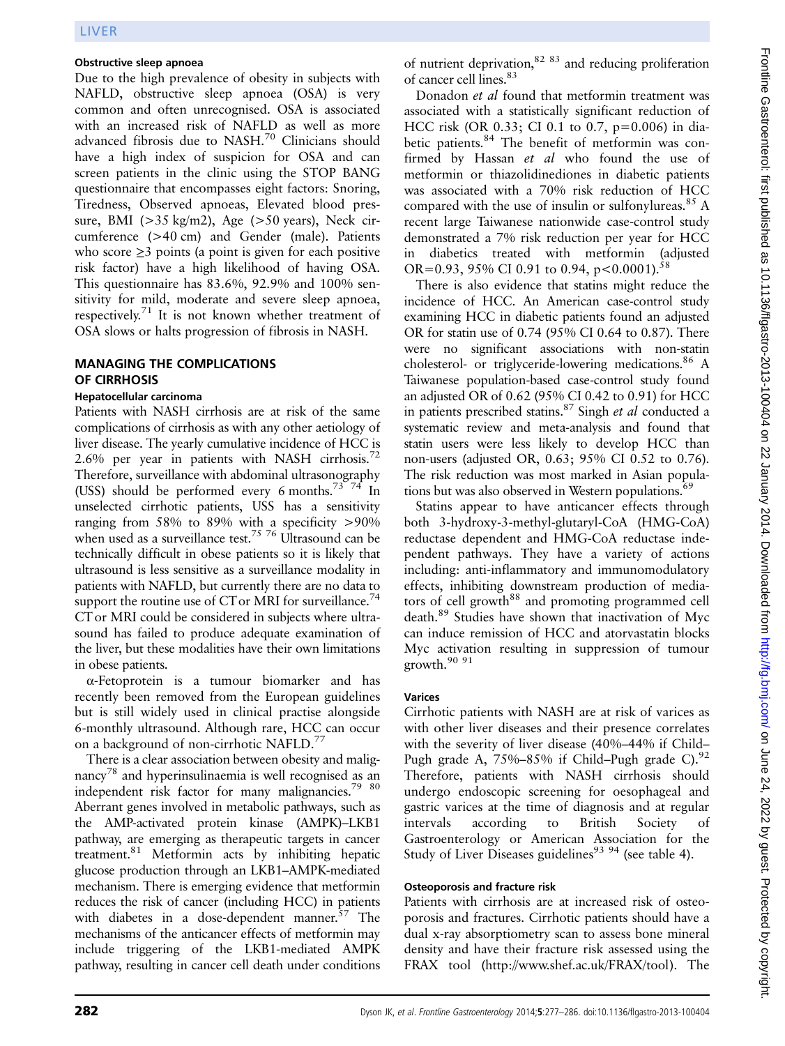### Obstructive sleep apnoea

Due to the high prevalence of obesity in subjects with NAFLD, obstructive sleep apnoea (OSA) is very common and often unrecognised. OSA is associated with an increased risk of NAFLD as well as more advanced fibrosis due to NASH.[70] Clinicians should have a high index of suspicion for OSA and can screen patients in the clinic using the STOP BANG questionnaire that encompasses eight factors: Snoring, Tiredness, Observed apnoeas, Elevated blood pressure, BMI (>35 kg/m2), Age (>50 years), Neck circumference (>40 cm) and Gender (male). Patients who score ≥3 points (a point is given for each positive risk factor) have a high likelihood of having OSA. This questionnaire has 83.6%, 92.9% and 100% sensitivity for mild, moderate and severe sleep apnoea, respectively.[71] It is not known whether treatment of OSA slows or halts progression of fibrosis in NASH.

## MANAGING THE COMPLICATIONS OF CIRRHOSIS

### Hepatocellular carcinoma

Patients with NASH cirrhosis are at risk of the same complications of cirrhosis as with any other aetiology of liver disease. The yearly cumulative incidence of HCC is 2.6% per year in patients with NASH cirrhosis.[72] Therefore, surveillance with abdominal ultrasonography (USS) should be performed every 6 months.[73 74] In unselected cirrhotic patients, USS has a sensitivity ranging from 58% to 89% with a specificity >90% when used as a surveillance test.[75 76] Ultrasound can be technically difficult in obese patients so it is likely that ultrasound is less sensitive as a surveillance modality in patients with NAFLD, but currently there are no data to support the routine use of CT or MRI for surveillance.[74] CT or MRI could be considered in subjects where ultrasound has failed to produce adequate examination of the liver, but these modalities have their own limitations in obese patients.

α-Fetoprotein is a tumour biomarker and has recently been removed from the European guidelines but is still widely used in clinical practise alongside 6-monthly ultrasound. Although rare, HCC can occur on a background of non-cirrhotic NAFLD.[77]

There is a clear association between obesity and malignancy[78] and hyperinsulinaemia is well recognised as an independent risk factor for many malignancies.[79 80] Aberrant genes involved in metabolic pathways, such as the AMP-activated protein kinase (AMPK)–LKB1 pathway, are emerging as therapeutic targets in cancer treatment.[81] Metformin acts by inhibiting hepatic glucose production through an LKB1–AMPK-mediated mechanism. There is emerging evidence that metformin reduces the risk of cancer (including HCC) in patients with diabetes in a dose-dependent manner.[57] The mechanisms of the anticancer effects of metformin may include triggering of the LKB1-mediated AMPK pathway, resulting in cancer cell death under conditions of nutrient deprivation,[82 83] and reducing proliferation of cancer cell lines.[83]

Donadon *et al* found that metformin treatment was associated with a statistically significant reduction of HCC risk (OR 0.33; CI 0.1 to 0.7, p=0.006) in diabetic patients.[84] The benefit of metformin was confirmed by Hassan *et al* who found the use of metformin or thiazolidinediones in diabetic patients was associated with a 70% risk reduction of HCC compared with the use of insulin or sulfonylureas.[85] A recent large Taiwanese nationwide case-control study demonstrated a 7% risk reduction per year for HCC in diabetics treated with metformin (adjusted OR=0.93, 95% CI 0.91 to 0.94, p<0.0001).[58]

There is also evidence that statins might reduce the incidence of HCC. An American case-control study examining HCC in diabetic patients found an adjusted OR for statin use of 0.74 (95% CI 0.64 to 0.87). There were no significant associations with non-statin cholesterol- or triglyceride-lowering medications.[86] A Taiwanese population-based case-control study found an adjusted OR of 0.62 (95% CI 0.42 to 0.91) for HCC in patients prescribed statins.[87] Singh *et al* conducted a systematic review and meta-analysis and found that statin users were less likely to develop HCC than non-users (adjusted OR, 0.63; 95% CI 0.52 to 0.76). The risk reduction was most marked in Asian populations but was also observed in Western populations.[69]

Statins appear to have anticancer effects through both 3-hydroxy-3-methyl-glutaryl-CoA (HMG-CoA) reductase dependent and HMG-CoA reductase independent pathways. They have a variety of actions including: anti-inflammatory and immunomodulatory effects, inhibiting downstream production of mediators of cell growth[88] and promoting programmed cell death.[89] Studies have shown that inactivation of Myc can induce remission of HCC and atorvastatin blocks Myc activation resulting in suppression of tumour growth.[90 91]

### Varices

Cirrhotic patients with NASH are at risk of varices as with other liver diseases and their presence correlates with the severity of liver disease (40%–44% if Child–Pugh grade A, 75%–85% if Child–Pugh grade C).[92] Therefore, patients with NASH cirrhosis should undergo endoscopic screening for oesophageal and gastric varices at the time of diagnosis and at regular intervals according to British Society of Gastroenterology or American Association for the Study of Liver Diseases guidelines[93 94] (see table 4).

### Osteoporosis and fracture risk

Patients with cirrhosis are at increased risk of osteoporosis and fractures. Cirrhotic patients should have a dual x-ray absorptiometry scan to assess bone mineral density and have their fracture risk assessed using the FRAX tool (http://www.shef.ac.uk/FRAX/tool). The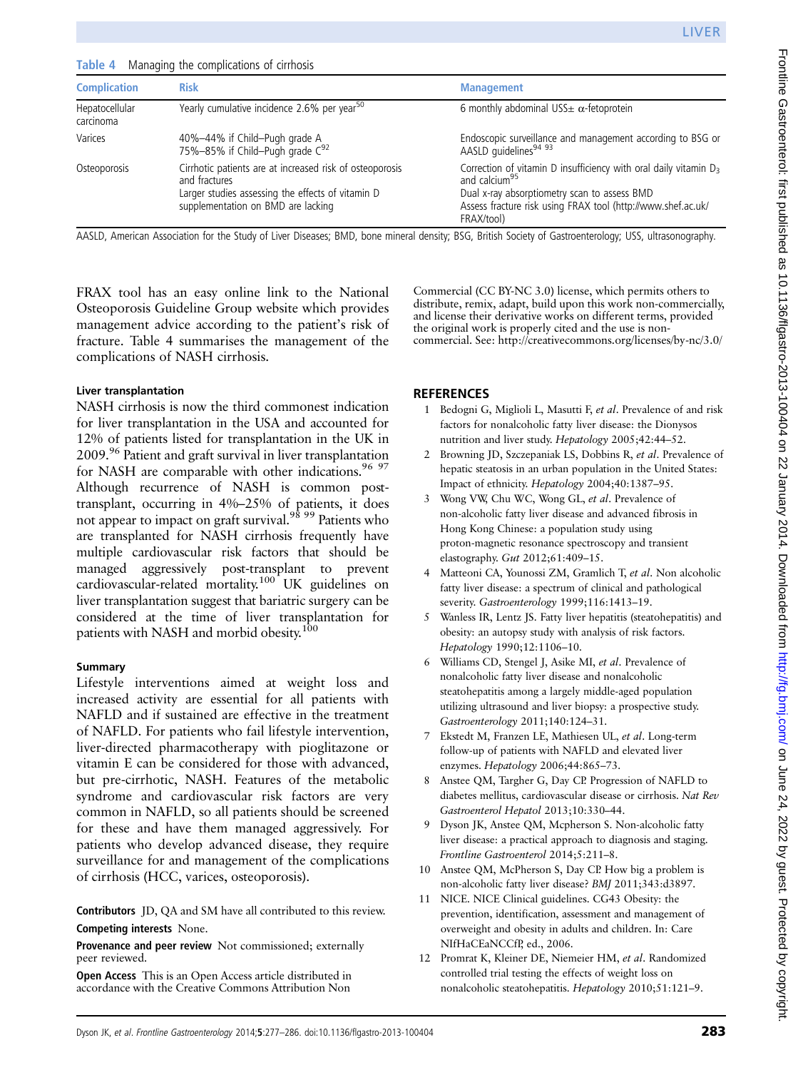**Table 4** Managing the complications of cirrhosis

| Complication | Risk | Management |
|---|---|---|
| Hepatocellular carcinoma | Yearly cumulative incidence 2.6% per year[50] | 6 monthly abdominal USS± α-fetoprotein |
| Varices | 40%–44% if Child–Pugh grade A<br>75%–85% if Child–Pugh grade C[92] | Endoscopic surveillance and management according to BSG or AASLD guidelines[94 93] |
| Osteoporosis | Cirrhotic patients are at increased risk of osteoporosis and fractures<br>Larger studies assessing the effects of vitamin D supplementation on BMD are lacking | Correction of vitamin D insufficiency with oral daily vitamin $D_3$ and calcium[95]<br>Dual x-ray absorptiometry scan to assess BMD<br>Assess fracture risk using FRAX tool (http://www.shef.ac.uk/FRAX/tool) |

AASLD, American Association for the Study of Liver Diseases; BMD, bone mineral density; BSG, British Society of Gastroenterology; USS, ultrasonography.

FRAX tool has an easy online link to the National Osteoporosis Guideline Group website which provides management advice according to the patient's risk of fracture. Table 4 summarises the management of the complications of NASH cirrhosis.

#### Liver transplantation

NASH cirrhosis is now the third commonest indication for liver transplantation in the USA and accounted for 12% of patients listed for transplantation in the UK in 2009.[96] Patient and graft survival in liver transplantation for NASH are comparable with other indications.[96 97] Although recurrence of NASH is common post-transplant, occurring in 4%–25% of patients, it does not appear to impact on graft survival.[98 99] Patients who are transplanted for NASH cirrhosis frequently have multiple cardiovascular risk factors that should be managed aggressively post-transplant to prevent cardiovascular-related mortality.[100] UK guidelines on liver transplantation suggest that bariatric surgery can be considered at the time of liver transplantation for patients with NASH and morbid obesity.[100]

#### Summary

Lifestyle interventions aimed at weight loss and increased activity are essential for all patients with NAFLD and if sustained are effective in the treatment of NAFLD. For patients who fail lifestyle intervention, liver-directed pharmacotherapy with pioglitazone or vitamin E can be considered for those with advanced, but pre-cirrhotic, NASH. Features of the metabolic syndrome and cardiovascular risk factors are very common in NAFLD, so all patients should be screened for these and have them managed aggressively. For patients who develop advanced disease, they require surveillance for and management of the complications of cirrhosis (HCC, varices, osteoporosis).

**Contributors** JD, QA and SM have all contributed to this review.

**Competing interests** None.

**Provenance and peer review** Not commissioned; externally peer reviewed.

**Open Access** This is an Open Access article distributed in accordance with the Creative Commons Attribution Non Commercial (CC BY-NC 3.0) license, which permits others to distribute, remix, adapt, build upon this work non-commercially, and license their derivative works on different terms, provided the original work is properly cited and the use is non-commercial. See: http://creativecommons.org/licenses/by-nc/3.0/

## REFERENCES

1. Bedogni G, Miglioli L, Masutti F, *et al*. Prevalence of and risk factors for nonalcoholic fatty liver disease: the Dionysos nutrition and liver study. *Hepatology* 2005;42:44–52.
2. Browning JD, Szczepaniak LS, Dobbins R, *et al*. Prevalence of hepatic steatosis in an urban population in the United States: Impact of ethnicity. *Hepatology* 2004;40:1387–95.
3. Wong VW, Chu WC, Wong GL, *et al*. Prevalence of non-alcoholic fatty liver disease and advanced fibrosis in Hong Kong Chinese: a population study using proton-magnetic resonance spectroscopy and transient elastography. *Gut* 2012;61:409–15.
4. Matteoni CA, Younossi ZM, Gramlich T, *et al*. Non alcoholic fatty liver disease: a spectrum of clinical and pathological severity. *Gastroenterology* 1999;116:1413–19.
5. Wanless IR, Lentz JS. Fatty liver hepatitis (steatohepatitis) and obesity: an autopsy study with analysis of risk factors. *Hepatology* 1990;12:1106–10.
6. Williams CD, Stengel J, Asike MI, *et al*. Prevalence of nonalcoholic fatty liver disease and nonalcoholic steatohepatitis among a largely middle-aged population utilizing ultrasound and liver biopsy: a prospective study. *Gastroenterology* 2011;140:124–31.
7. Ekstedt M, Franzen LE, Mathiesen UL, *et al*. Long-term follow-up of patients with NAFLD and elevated liver enzymes. *Hepatology* 2006;44:865–73.
8. Anstee QM, Targher G, Day CP. Progression of NAFLD to diabetes mellitus, cardiovascular disease or cirrhosis. *Nat Rev Gastroenterol Hepatol* 2013;10:330–44.
9. Dyson JK, Anstee QM, Mcpherson S. Non-alcoholic fatty liver disease: a practical approach to diagnosis and staging. *Frontline Gastroenterol* 2014;5:211–8.
10. Anstee QM, McPherson S, Day CP. How big a problem is non-alcoholic fatty liver disease? *BMJ* 2011;343:d3897.
11. NICE. NICE Clinical guidelines. CG43 Obesity: the prevention, identification, assessment and management of overweight and obesity in adults and children. In: Care NIfHaCEaNCCfP, ed., 2006.
12. Promrat K, Kleiner DE, Niemeier HM, *et al*. Randomized controlled trial testing the effects of weight loss on nonalcoholic steatohepatitis. *Hepatology* 2010;51:121–9.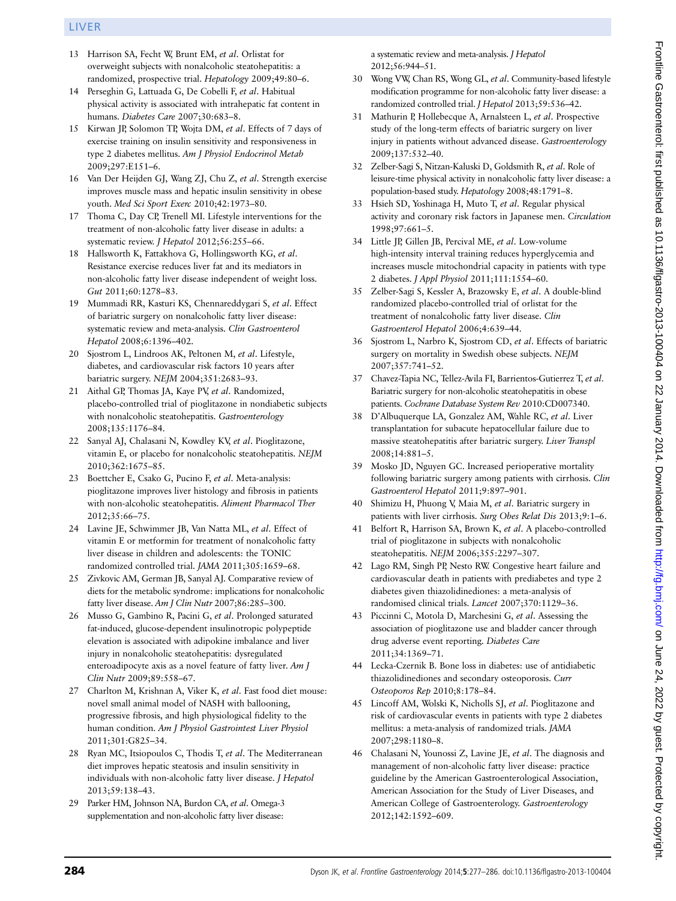13 Harrison SA, Fecht W, Brunt EM, *et al*. Orlistat for overweight subjects with nonalcoholic steatohepatitis: a randomized, prospective trial. *Hepatology* 2009;49:80–6.

14 Perseghin G, Lattuada G, De Cobelli F, *et al*. Habitual physical activity is associated with intrahepatic fat content in humans. *Diabetes Care* 2007;30:683–8.

15 Kirwan JP, Solomon TP, Wojta DM, *et al*. Effects of 7 days of exercise training on insulin sensitivity and responsiveness in type 2 diabetes mellitus. *Am J Physiol Endocrinol Metab* 2009;297:E151–6.

16 Van Der Heijden GJ, Wang ZJ, Chu Z, *et al*. Strength exercise improves muscle mass and hepatic insulin sensitivity in obese youth. *Med Sci Sport Exerc* 2010;42:1973–80.

17 Thoma C, Day CP, Trenell MI. Lifestyle interventions for the treatment of non-alcoholic fatty liver disease in adults: a systematic review. *J Hepatol* 2012;56:255–66.

18 Hallsworth K, Fattakhova G, Hollingsworth KG, *et al*. Resistance exercise reduces liver fat and its mediators in non-alcoholic fatty liver disease independent of weight loss. *Gut* 2011;60:1278–83.

19 Mummadi RR, Kasturi KS, Chennareddygari S, *et al*. Effect of bariatric surgery on nonalcoholic fatty liver disease: systematic review and meta-analysis. *Clin Gastroenterol Hepatol* 2008;6:1396–402.

20 Sjostrom L, Lindroos AK, Peltonen M, *et al*. Lifestyle, diabetes, and cardiovascular risk factors 10 years after bariatric surgery. *NEJM* 2004;351:2683–93.

21 Aithal GP, Thomas JA, Kaye PV, *et al*. Randomized, placebo-controlled trial of pioglitazone in nondiabetic subjects with nonalcoholic steatohepatitis. *Gastroenterology* 2008;135:1176–84.

22 Sanyal AJ, Chalasani N, Kowdley KV, *et al*. Pioglitazone, vitamin E, or placebo for nonalcoholic steatohepatitis. *NEJM* 2010;362:1675–85.

23 Boettcher E, Csako G, Pucino F, *et al*. Meta-analysis: pioglitazone improves liver histology and fibrosis in patients with non-alcoholic steatohepatitis. *Aliment Pharmacol Ther* 2012;35:66–75.

24 Lavine JE, Schwimmer JB, Van Natta ML, *et al*. Effect of vitamin E or metformin for treatment of nonalcoholic fatty liver disease in children and adolescents: the TONIC randomized controlled trial. *JAMA* 2011;305:1659–68.

25 Zivkovic AM, German JB, Sanyal AJ. Comparative review of diets for the metabolic syndrome: implications for nonalcoholic fatty liver disease. *Am J Clin Nutr* 2007;86:285–300.

26 Musso G, Gambino R, Pacini G, *et al*. Prolonged saturated fat-induced, glucose-dependent insulinotropic polypeptide elevation is associated with adipokine imbalance and liver injury in nonalcoholic steatohepatitis: dysregulated enteroadipocyte axis as a novel feature of fatty liver. *Am J Clin Nutr* 2009;89:558–67.

27 Charlton M, Krishnan A, Viker K, *et al*. Fast food diet mouse: novel small animal model of NASH with ballooning, progressive fibrosis, and high physiological fidelity to the human condition. *Am J Physiol Gastrointest Liver Physiol* 2011;301:G825–34.

28 Ryan MC, Itsiopoulos C, Thodis T, *et al*. The Mediterranean diet improves hepatic steatosis and insulin sensitivity in individuals with non-alcoholic fatty liver disease. *J Hepatol* 2013;59:138–43.

29 Parker HM, Johnson NA, Burdon CA, *et al*. Omega-3 supplementation and non-alcoholic fatty liver disease: a systematic review and meta-analysis. *J Hepatol* 2012;56:944–51.

30 Wong VW, Chan RS, Wong GL, *et al*. Community-based lifestyle modification programme for non-alcoholic fatty liver disease: a randomized controlled trial. *J Hepatol* 2013;59:536–42.

31 Mathurin P, Hollebecque A, Arnalsteen L, *et al*. Prospective study of the long-term effects of bariatric surgery on liver injury in patients without advanced disease. *Gastroenterology* 2009;137:532–40.

32 Zelber-Sagi S, Nitzan-Kaluski D, Goldsmith R, *et al*. Role of leisure-time physical activity in nonalcoholic fatty liver disease: a population-based study. *Hepatology* 2008;48:1791–8.

33 Hsieh SD, Yoshinaga H, Muto T, *et al*. Regular physical activity and coronary risk factors in Japanese men. *Circulation* 1998;97:661–5.

34 Little JP, Gillen JB, Percival ME, *et al*. Low-volume high-intensity interval training reduces hyperglycemia and increases muscle mitochondrial capacity in patients with type 2 diabetes. *J Appl Physiol* 2011;111:1554–60.

35 Zelber-Sagi S, Kessler A, Brazowsky E, *et al*. A double-blind randomized placebo-controlled trial of orlistat for the treatment of nonalcoholic fatty liver disease. *Clin Gastroenterol Hepatol* 2006;4:639–44.

36 Sjostrom L, Narbro K, Sjostrom CD, *et al*. Effects of bariatric surgery on mortality in Swedish obese subjects. *NEJM* 2007;357:741–52.

37 Chavez-Tapia NC, Tellez-Avila FI, Barrientos-Gutierrez T, *et al*. Bariatric surgery for non-alcoholic steatohepatitis in obese patients. *Cochrane Database System Rev* 2010:CD007340.

38 D'Albuquerque LA, Gonzalez AM, Wahle RC, *et al*. Liver transplantation for subacute hepatocellular failure due to massive steatohepatitis after bariatric surgery. *Liver Transpl* 2008;14:881–5.

39 Mosko JD, Nguyen GC. Increased perioperative mortality following bariatric surgery among patients with cirrhosis. *Clin Gastroenterol Hepatol* 2011;9:897–901.

40 Shimizu H, Phuong V, Maia M, *et al*. Bariatric surgery in patients with liver cirrhosis. *Surg Obes Relat Dis* 2013;9:1–6.

41 Belfort R, Harrison SA, Brown K, *et al*. A placebo-controlled trial of pioglitazone in subjects with nonalcoholic steatohepatitis. *NEJM* 2006;355:2297–307.

42 Lago RM, Singh PP, Nesto RW. Congestive heart failure and cardiovascular death in patients with prediabetes and type 2 diabetes given thiazolidinediones: a meta-analysis of randomised clinical trials. *Lancet* 2007;370:1129–36.

43 Piccinni C, Motola D, Marchesini G, *et al*. Assessing the association of pioglitazone use and bladder cancer through drug adverse event reporting. *Diabetes Care* 2011;34:1369–71.

44 Lecka-Czernik B. Bone loss in diabetes: use of antidiabetic thiazolidinediones and secondary osteoporosis. *Curr Osteoporos Rep* 2010;8:178–84.

45 Lincoff AM, Wolski K, Nicholls SJ, *et al*. Pioglitazone and risk of cardiovascular events in patients with type 2 diabetes mellitus: a meta-analysis of randomized trials. *JAMA* 2007;298:1180–8.

46 Chalasani N, Younossi Z, Lavine JE, *et al*. The diagnosis and management of non-alcoholic fatty liver disease: practice guideline by the American Gastroenterological Association, American Association for the Study of Liver Diseases, and American College of Gastroenterology. *Gastroenterology* 2012;142:1592–609.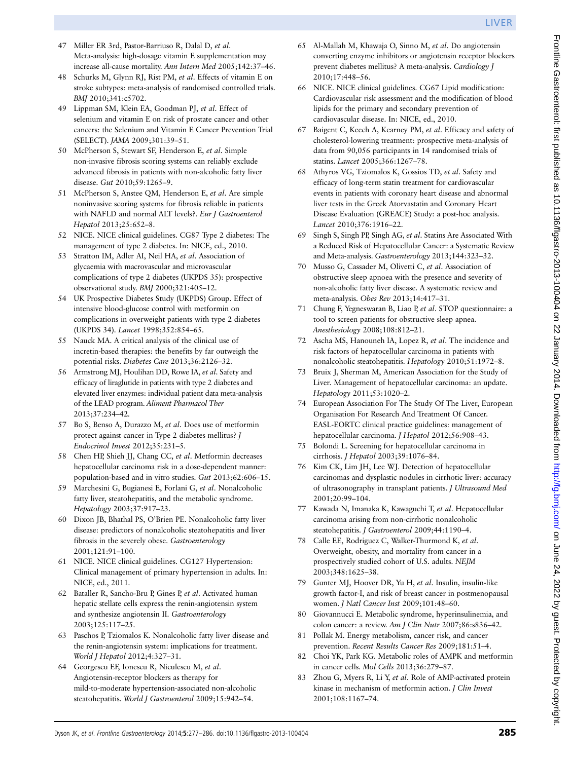47 Miller ER 3rd, Pastor-Barriuso R, Dalal D, *et al*. Meta-analysis: high-dosage vitamin E supplementation may increase all-cause mortality. *Ann Intern Med* 2005;142:37–46.

48 Schurks M, Glynn RJ, Rist PM, *et al*. Effects of vitamin E on stroke subtypes: meta-analysis of randomised controlled trials. *BMJ* 2010;341:c5702.

49 Lippman SM, Klein EA, Goodman PJ, *et al*. Effect of selenium and vitamin E on risk of prostate cancer and other cancers: the Selenium and Vitamin E Cancer Prevention Trial (SELECT). *JAMA* 2009;301:39–51.

50 McPherson S, Stewart SF, Henderson E, *et al*. Simple non-invasive fibrosis scoring systems can reliably exclude advanced fibrosis in patients with non-alcoholic fatty liver disease. *Gut* 2010;59:1265–9.

51 McPherson S, Anstee QM, Henderson E, *et al*. Are simple noninvasive scoring systems for fibrosis reliable in patients with NAFLD and normal ALT levels?. *Eur J Gastroenterol Hepatol* 2013;25:652–8.

52 NICE. NICE clinical guidelines. CG87 Type 2 diabetes: The management of type 2 diabetes. In: NICE, ed., 2010.

53 Stratton IM, Adler AI, Neil HA, *et al*. Association of glycaemia with macrovascular and microvascular complications of type 2 diabetes (UKPDS 35): prospective observational study. *BMJ* 2000;321:405–12.

54 UK Prospective Diabetes Study (UKPDS) Group. Effect of intensive blood-glucose control with metformin on complications in overweight patients with type 2 diabetes (UKPDS 34). *Lancet* 1998;352:854–65.

55 Nauck MA. A critical analysis of the clinical use of incretin-based therapies: the benefits by far outweigh the potential risks. *Diabetes Care* 2013;36:2126–32.

56 Armstrong MJ, Houlihan DD, Rowe IA, *et al*. Safety and efficacy of liraglutide in patients with type 2 diabetes and elevated liver enzymes: individual patient data meta-analysis of the LEAD program. *Aliment Pharmacol Ther* 2013;37:234–42.

57 Bo S, Benso A, Durazzo M, *et al*. Does use of metformin protect against cancer in Type 2 diabetes mellitus? *J Endocrinol Invest* 2012;35:231–5.

58 Chen HP, Shieh JJ, Chang CC, *et al*. Metformin decreases hepatocellular carcinoma risk in a dose-dependent manner: population-based and in vitro studies. *Gut* 2013;62:606–15.

59 Marchesini G, Bugianesi E, Forlani G, *et al*. Nonalcoholic fatty liver, steatohepatitis, and the metabolic syndrome. *Hepatology* 2003;37:917–23.

60 Dixon JB, Bhathal PS, O'Brien PE. Nonalcoholic fatty liver disease: predictors of nonalcoholic steatohepatitis and liver fibrosis in the severely obese. *Gastroenterology* 2001;121:91–100.

61 NICE. NICE clinical guidelines. CG127 Hypertension: Clinical management of primary hypertension in adults. In: NICE, ed., 2011.

62 Bataller R, Sancho-Bru P, Gines P, *et al*. Activated human hepatic stellate cells express the renin-angiotensin system and synthesize angiotensin II. *Gastroenterology* 2003;125:117–25.

63 Paschos P, Tziomalos K. Nonalcoholic fatty liver disease and the renin-angiotensin system: implications for treatment. *World J Hepatol* 2012;4:327–31.

64 Georgescu EF, Ionescu R, Niculescu M, *et al*. Angiotensin-receptor blockers as therapy for mild-to-moderate hypertension-associated non-alcoholic steatohepatitis. *World J Gastroenterol* 2009;15:942–54.

65 Al-Mallah M, Khawaja O, Sinno M, *et al*. Do angiotensin converting enzyme inhibitors or angiotensin receptor blockers prevent diabetes mellitus? A meta-analysis. *Cardiology J* 2010;17:448–56.

66 NICE. NICE clinical guidelines. CG67 Lipid modification: Cardiovascular risk assessment and the modification of blood lipids for the primary and secondary prevention of cardiovascular disease. In: NICE, ed., 2010.

67 Baigent C, Keech A, Kearney PM, *et al*. Efficacy and safety of cholesterol-lowering treatment: prospective meta-analysis of data from 90,056 participants in 14 randomised trials of statins. *Lancet* 2005;366:1267–78.

68 Athyros VG, Tziomalos K, Gossios TD, *et al*. Safety and efficacy of long-term statin treatment for cardiovascular events in patients with coronary heart disease and abnormal liver tests in the Greek Atorvastatin and Coronary Heart Disease Evaluation (GREACE) Study: a post-hoc analysis. *Lancet* 2010;376:1916–22.

69 Singh S, Singh PP, Singh AG, *et al*. Statins Are Associated With a Reduced Risk of Hepatocellular Cancer: a Systematic Review and Meta-analysis. *Gastroenterology* 2013;144:323–32.

70 Musso G, Cassader M, Olivetti C, *et al*. Association of obstructive sleep apnoea with the presence and severity of non-alcoholic fatty liver disease. A systematic review and meta-analysis. *Obes Rev* 2013;14:417–31.

71 Chung F, Yegneswaran B, Liao P, *et al*. STOP questionnaire: a tool to screen patients for obstructive sleep apnea. *Anesthesiology* 2008;108:812–21.

72 Ascha MS, Hanouneh IA, Lopez R, *et al*. The incidence and risk factors of hepatocellular carcinoma in patients with nonalcoholic steatohepatitis. *Hepatology* 2010;51:1972–8.

73 Bruix J, Sherman M, American Association for the Study of Liver. Management of hepatocellular carcinoma: an update. *Hepatology* 2011;53:1020–2.

74 European Association For The Study Of The Liver, European Organisation For Research And Treatment Of Cancer. EASL-EORTC clinical practice guidelines: management of hepatocellular carcinoma. *J Hepatol* 2012;56:908–43.

75 Bolondi L. Screening for hepatocellular carcinoma in cirrhosis. *J Hepatol* 2003;39:1076–84.

76 Kim CK, Lim JH, Lee WJ. Detection of hepatocellular carcinomas and dysplastic nodules in cirrhotic liver: accuracy of ultrasonography in transplant patients. *J Ultrasound Med* 2001;20:99–104.

77 Kawada N, Imanaka K, Kawaguchi T, *et al*. Hepatocellular carcinoma arising from non-cirrhotic nonalcoholic steatohepatitis. *J Gastroenterol* 2009;44:1190–4.

78 Calle EE, Rodriguez C, Walker-Thurmond K, *et al*. Overweight, obesity, and mortality from cancer in a prospectively studied cohort of U.S. adults. *NEJM* 2003;348:1625–38.

79 Gunter MJ, Hoover DR, Yu H, *et al*. Insulin, insulin-like growth factor-I, and risk of breast cancer in postmenopausal women. *J Natl Cancer Inst* 2009;101:48–60.

80 Giovannucci E. Metabolic syndrome, hyperinsulinemia, and colon cancer: a review. *Am J Clin Nutr* 2007;86:s836–42.

81 Pollak M. Energy metabolism, cancer risk, and cancer prevention. *Recent Results Cancer Res* 2009;181:51–4.

82 Choi YK, Park KG. Metabolic roles of AMPK and metformin in cancer cells. *Mol Cells* 2013;36:279–87.

83 Zhou G, Myers R, Li Y, *et al*. Role of AMP-activated protein kinase in mechanism of metformin action. *J Clin Invest* 2001;108:1167–74.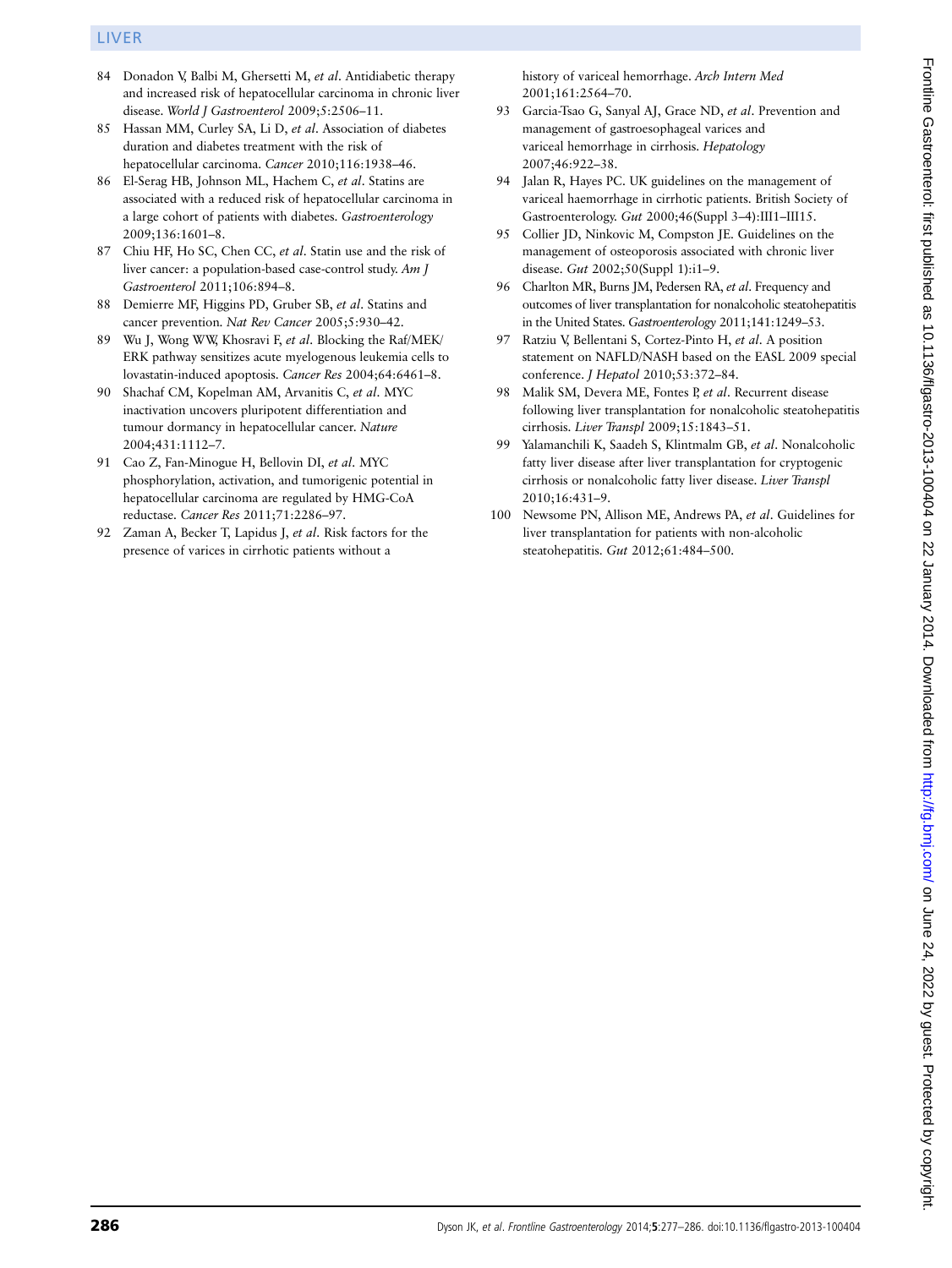84 Donadon V, Balbi M, Ghersetti M, *et al*. Antidiabetic therapy and increased risk of hepatocellular carcinoma in chronic liver disease. *World J Gastroenterol* 2009;5:2506–11.

85 Hassan MM, Curley SA, Li D, *et al*. Association of diabetes duration and diabetes treatment with the risk of hepatocellular carcinoma. *Cancer* 2010;116:1938–46.

86 El-Serag HB, Johnson ML, Hachem C, *et al*. Statins are associated with a reduced risk of hepatocellular carcinoma in a large cohort of patients with diabetes. *Gastroenterology* 2009;136:1601–8.

87 Chiu HF, Ho SC, Chen CC, *et al*. Statin use and the risk of liver cancer: a population-based case-control study. *Am J Gastroenterol* 2011;106:894–8.

88 Demierre MF, Higgins PD, Gruber SB, *et al*. Statins and cancer prevention. *Nat Rev Cancer* 2005;5:930–42.

89 Wu J, Wong WW, Khosravi F, *et al*. Blocking the Raf/MEK/ERK pathway sensitizes acute myelogenous leukemia cells to lovastatin-induced apoptosis. *Cancer Res* 2004;64:6461–8.

90 Shachaf CM, Kopelman AM, Arvanitis C, *et al*. MYC inactivation uncovers pluripotent differentiation and tumour dormancy in hepatocellular cancer. *Nature* 2004;431:1112–7.

91 Cao Z, Fan-Minogue H, Bellovin DI, *et al*. MYC phosphorylation, activation, and tumorigenic potential in hepatocellular carcinoma are regulated by HMG-CoA reductase. *Cancer Res* 2011;71:2286–97.

92 Zaman A, Becker T, Lapidus J, *et al*. Risk factors for the presence of varices in cirrhotic patients without a history of variceal hemorrhage. *Arch Intern Med* 2001;161:2564–70.

93 Garcia-Tsao G, Sanyal AJ, Grace ND, *et al*. Prevention and management of gastroesophageal varices and variceal hemorrhage in cirrhosis. *Hepatology* 2007;46:922–38.

94 Jalan R, Hayes PC. UK guidelines on the management of variceal haemorrhage in cirrhotic patients. British Society of Gastroenterology. *Gut* 2000;46(Suppl 3–4):III1–III15.

95 Collier JD, Ninkovic M, Compston JE. Guidelines on the management of osteoporosis associated with chronic liver disease. *Gut* 2002;50(Suppl 1):i1–9.

96 Charlton MR, Burns JM, Pedersen RA, *et al*. Frequency and outcomes of liver transplantation for nonalcoholic steatohepatitis in the United States. *Gastroenterology* 2011;141:1249–53.

97 Ratziu V, Bellentani S, Cortez-Pinto H, *et al*. A position statement on NAFLD/NASH based on the EASL 2009 special conference. *J Hepatol* 2010;53:372–84.

98 Malik SM, Devera ME, Fontes P, *et al*. Recurrent disease following liver transplantation for nonalcoholic steatohepatitis cirrhosis. *Liver Transpl* 2009;15:1843–51.

99 Yalamanchili K, Saadeh S, Klintmalm GB, *et al*. Nonalcoholic fatty liver disease after liver transplantation for cryptogenic cirrhosis or nonalcoholic fatty liver disease. *Liver Transpl* 2010;16:431–9.

100 Newsome PN, Allison ME, Andrews PA, *et al*. Guidelines for liver transplantation for patients with non-alcoholic steatohepatitis. *Gut* 2012;61:484–500.